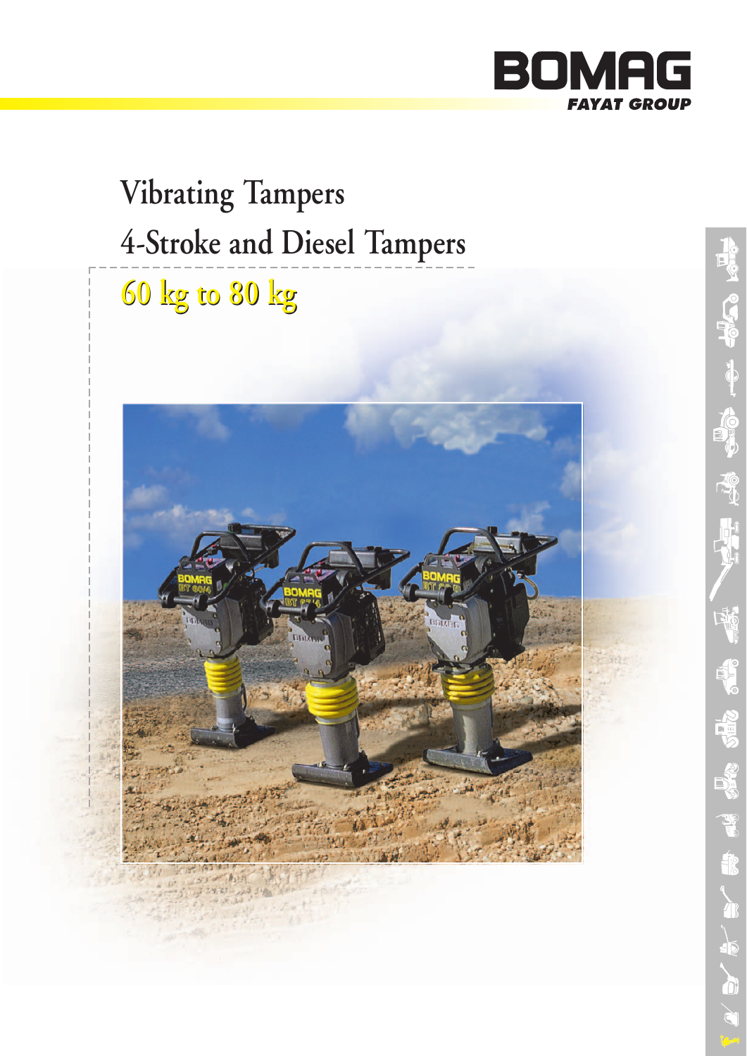BOMAG

FAYAT GROUP

# Vibrating Tampers

## 4-Stroke and Diesel Tampers

## 60 kg to 80 kg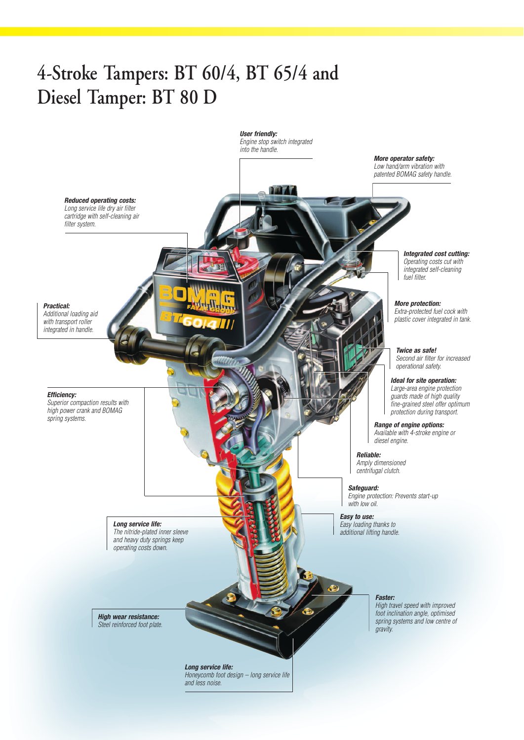# 4-Stroke Tampers: BT 60/4, BT 65/4 and Diesel Tamper: BT 80 D

***User friendly:***
*Engine stop switch integrated into the handle.*

***More operator safety:***
*Low hand/arm vibration with patented BOMAG safety handle.*

***Reduced operating costs:***
*Long service life dry air filter cartridge with self-cleaning air filter system.*

***Integrated cost cutting:***
*Operating costs cut with integrated self-cleaning fuel filter.*

***Practical:***
*Additional loading aid with transport roller integrated in handle.*

***More protection:***
*Extra-protected fuel cock with plastic cover integrated in tank.*

***Twice as safe!***
*Second air filter for increased operational safety.*

***Ideal for site operation:***
*Large-area engine protection guards made of high quality fine-grained steel offer optimum protection during transport.*

***Efficiency:***
*Superior compaction results with high power crank and BOMAG spring systems.*

***Range of engine options:***
*Available with 4-stroke engine or diesel engine.*

***Reliable:***
*Amply dimensioned centrifugal clutch.*

***Safeguard:***
*Engine protection: Prevents start-up with low oil.*

***Easy to use:***
*Easy loading thanks to additional lifting handle.*

***Long service life:***
*The nitride-plated inner sleeve and heavy duty springs keep operating costs down.*

***Faster:***
*High travel speed with improved foot inclination angle, optimised spring systems and low centre of gravity.*

***High wear resistance:***
*Steel reinforced foot plate.*

***Long service life:***
*Honeycomb foot design – long service life and less noise.*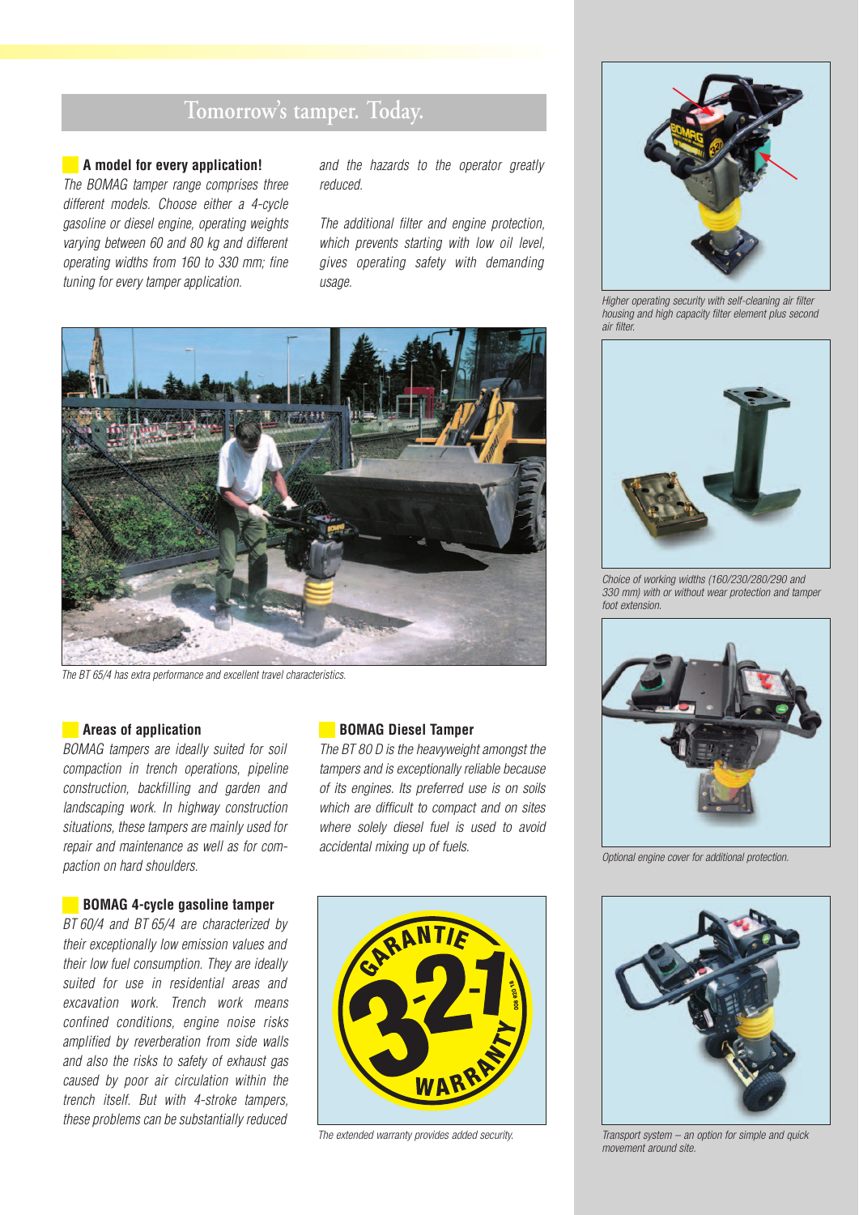# Tomorrow's tamper. Today.

## A model for every application!

*The BOMAG tamper range comprises three different models. Choose either a 4-cycle gasoline or diesel engine, operating weights varying between 60 and 80 kg and different operating widths from 160 to 330 mm; fine tuning for every tamper application.*

The BT 65/4 has extra performance and excellent travel characteristics.

## Areas of application

*BOMAG tampers are ideally suited for soil compaction in trench operations, pipeline construction, backfilling and garden and landscaping work. In highway construction situations, these tampers are mainly used for repair and maintenance as well as for compaction on hard shoulders.*

## BOMAG 4-cycle gasoline tamper

*BT 60/4 and BT 65/4 are characterized by their exceptionally low emission values and their low fuel consumption. They are ideally suited for use in residential areas and excavation work. Trench work means confined conditions, engine noise risks amplified by reverberation from side walls and also the risks to safety of exhaust gas caused by poor air circulation within the trench itself. But with 4-stroke tampers, these problems can be substantially reduced and the hazards to the operator greatly reduced.*

*The additional filter and engine protection, which prevents starting with low oil level, gives operating safety with demanding usage.*

## BOMAG Diesel Tamper

*The BT 80 D is the heavyweight amongst the tampers and is exceptionally reliable because of its engines. Its preferred use is on soils which are difficult to compact and on sites where solely diesel fuel is used to avoid accidental mixing up of fuels.*

GARANTIE 3-2-1 WARRANTY

The extended warranty provides added security.

Higher operating security with self-cleaning air filter housing and high capacity filter element plus second air filter.

Choice of working widths (160/230/280/290 and 330 mm) with or without wear protection and tamper foot extension.

Optional engine cover for additional protection.

Transport system – an option for simple and quick movement around site.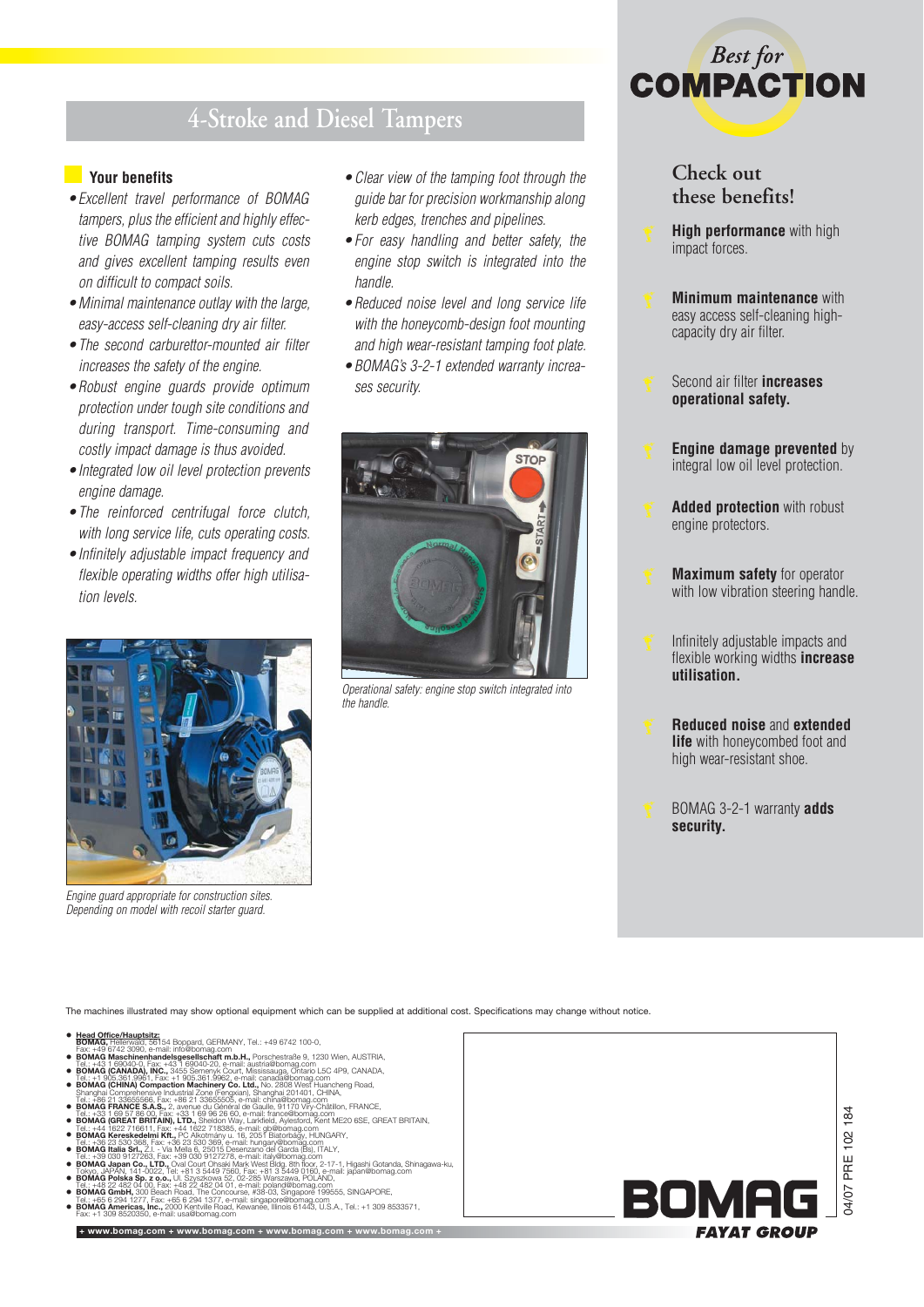# 4-Stroke and Diesel Tampers

## Your benefits

- *Excellent travel performance of BOMAG tampers, plus the efficient and highly effective BOMAG tamping system cuts costs and gives excellent tamping results even on difficult to compact soils.*
- *Minimal maintenance outlay with the large, easy-access self-cleaning dry air filter.*
- *The second carburettor-mounted air filter increases the safety of the engine.*
- *Robust engine guards provide optimum protection under tough site conditions and during transport. Time-consuming and costly impact damage is thus avoided.*
- *Integrated low oil level protection prevents engine damage.*
- *The reinforced centrifugal force clutch, with long service life, cuts operating costs.*
- *Infinitely adjustable impact frequency and flexible operating widths offer high utilisation levels.*
- *Clear view of the tamping foot through the guide bar for precision workmanship along kerb edges, trenches and pipelines.*
- *For easy handling and better safety, the engine stop switch is integrated into the handle.*
- *Reduced noise level and long service life with the honeycomb-design foot mounting and high wear-resistant tamping foot plate.*
- *BOMAG's 3-2-1 extended warranty increases security.*

*Engine guard appropriate for construction sites. Depending on model with recoil starter guard.*

*Operational safety: engine stop switch integrated into the handle.*

Best for COMPACTION

## Check out these benefits!

- **High performance** with high impact forces.
- **Minimum maintenance** with easy access self-cleaning high-capacity dry air filter.
- Second air filter **increases operational safety.**
- **Engine damage prevented** by integral low oil level protection.
- **Added protection** with robust engine protectors.
- **Maximum safety** for operator with low vibration steering handle.
- Infinitely adjustable impacts and flexible working widths **increase utilisation.**
- **Reduced noise** and **extended life** with honeycombed foot and high wear-resistant shoe.
- BOMAG 3-2-1 warranty **adds security.**

The machines illustrated may show optional equipment which can be supplied at additional cost. Specifications may change without notice.

- **Head Office/Hauptsitz:** **BOMAG,** Hellerwald, 56154 Boppard, GERMANY, Tel.: +49 6742 100-0, Fax: +49 6742 3090, e-mail: info@bomag.com
- **BOMAG Maschinenhandelsgesellschaft m.b.H.,** Porschestraße 9, 1230 Wien, AUSTRIA, Tel.: +43 1 69040-0, Fax: +43 1 69040-20, e-mail: austria@bomag.com
- **BOMAG (CANADA), INC.,** 3455 Semenyk Court, Mississauga, Ontario L5C 4P9, CANADA, Tel.: +1 905 361 9961, Fax: +1 905.361.9962, e-mail: canada@bomag.com
- **BOMAG (CHINA) Compaction Machinery Co. Ltd.,** No. 2808 West Huancheng Road, Shanghai Comprehensive Industrial Zone (Fengxian), Shanghai 201401, CHINA, Tel.: +86 21 33655566, Fax: +86 21 33655508, e-mail: china@bomag.com
- **BOMAG FRANCE S.A.S.,** 2, avenue du Général de Gaulle, 91170 Viry-Châtillon, FRANCE, Tel.: +33 1 69 57 86 00, Fax: +33 1 69 96 26 60, e-mail: france@bomag.com
- **BOMAG (GREAT BRITAIN), LTD.,** Sheldon Way, Larkfield, Aylesford, Kent ME20 6SE, GREAT BRITAIN, Tel.: +44 1622 716611, Fax: +44 1622 718385, e-mail: gb@bomag.com
- **BOMAG Kereskedelmi Kft.,** PC Alkotmány u. 16, 2051 Biatorbágy, HUNGARY, Tel.: +36 23 530 368, Fax: +36 23 530 369, e-mail: hungary@bomag.com
- **BOMAG Italia Srl.,** Z.I. - Via Mella 6, 25015 Desenzano del Garda (Bs), ITALY, Tel.: +39 030 9127263, Fax: +39 030 9127278, e-mail: italy@bomag.com
- **BOMAG Japan Co., LTD.,** Oval Court Ohsaki Mark West Bldg. 8th floor, 2-17-1, Higashi Gotanda, Shinagawa-ku, Tokyo, JAPAN, 141-0022, Tel: +81 3 5449 7560, Fax: +81 3 5449 0160, e-mail: japan@bomag.com
- **BOMAG Polska Sp. z o.o.,** Ul. Szyszkowa 52, 02-285 Warszawa, POLAND, Tel.: +48 22 482 04 00, Fax: +48 22 482 04 01, e-mail: poland@bomag.com
- **BOMAG GmbH,** 300 Beach Road, The Concourse, #38-03, Singapore 199555, SINGAPORE, Tel.: +65 6 294 1277, Fax: +65 6 294 1377, e-mail: singapore@bomag.com
- **BOMAG Americas, Inc.,** 2000 Kentville Road, Kewanee, Illinois 61443, U.S.A., Tel.: +1 309 8533571, Fax: +1 309 8520350, e-mail: usa@bomag.com

+ www.bomag.com + www.bomag.com + www.bomag.com + www.bomag.com +

BOMAG
FAYAT GROUP

04/07 PRE 102 184